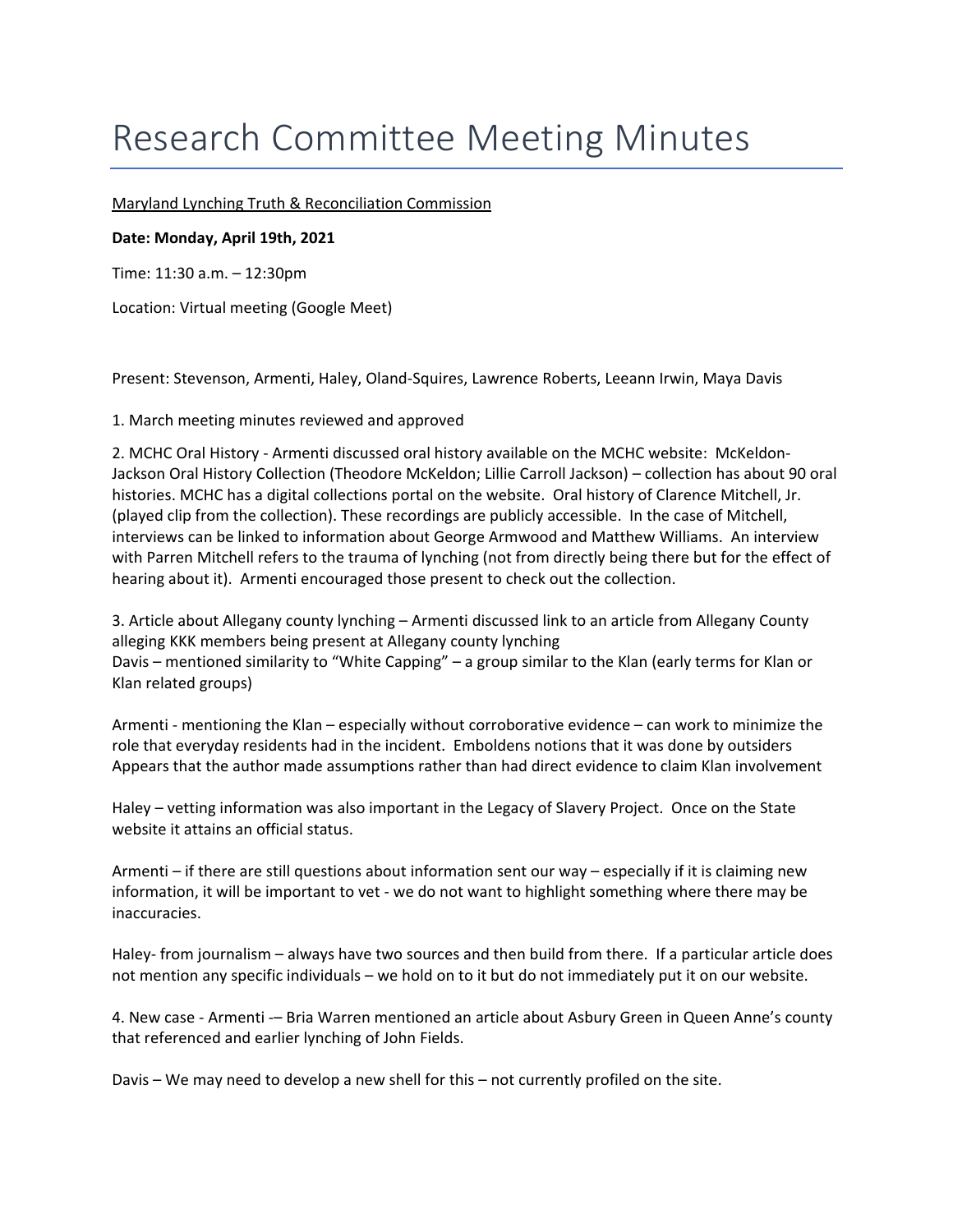# Research Committee Meeting Minutes

Maryland Lynching Truth & Reconciliation Commission

**Date: Monday, April 19th, 2021**

Time: 11:30 a.m. – 12:30pm

Location: Virtual meeting (Google Meet)

Present: Stevenson, Armenti, Haley, Oland-Squires, Lawrence Roberts, Leeann Irwin, Maya Davis

1. March meeting minutes reviewed and approved

2. MCHC Oral History - Armenti discussed oral history available on the MCHC website: McKeldon-Jackson Oral History Collection (Theodore McKeldon; Lillie Carroll Jackson) – collection has about 90 oral histories. MCHC has a digital collections portal on the website. Oral history of Clarence Mitchell, Jr. (played clip from the collection). These recordings are publicly accessible. In the case of Mitchell, interviews can be linked to information about George Armwood and Matthew Williams. An interview with Parren Mitchell refers to the trauma of lynching (not from directly being there but for the effect of hearing about it). Armenti encouraged those present to check out the collection.

3. Article about Allegany county lynching – Armenti discussed link to an article from Allegany County alleging KKK members being present at Allegany county lynching
Davis – mentioned similarity to "White Capping" – a group similar to the Klan (early terms for Klan or Klan related groups)

Armenti - mentioning the Klan – especially without corroborative evidence – can work to minimize the role that everyday residents had in the incident. Emboldens notions that it was done by outsiders
Appears that the author made assumptions rather than had direct evidence to claim Klan involvement

Haley – vetting information was also important in the Legacy of Slavery Project. Once on the State website it attains an official status.

Armenti – if there are still questions about information sent our way – especially if it is claiming new information, it will be important to vet - we do not want to highlight something where there may be inaccuracies.

Haley- from journalism – always have two sources and then build from there. If a particular article does not mention any specific individuals – we hold on to it but do not immediately put it on our website.

4. New case - Armenti -– Bria Warren mentioned an article about Asbury Green in Queen Anne's county that referenced and earlier lynching of John Fields.

Davis – We may need to develop a new shell for this – not currently profiled on the site.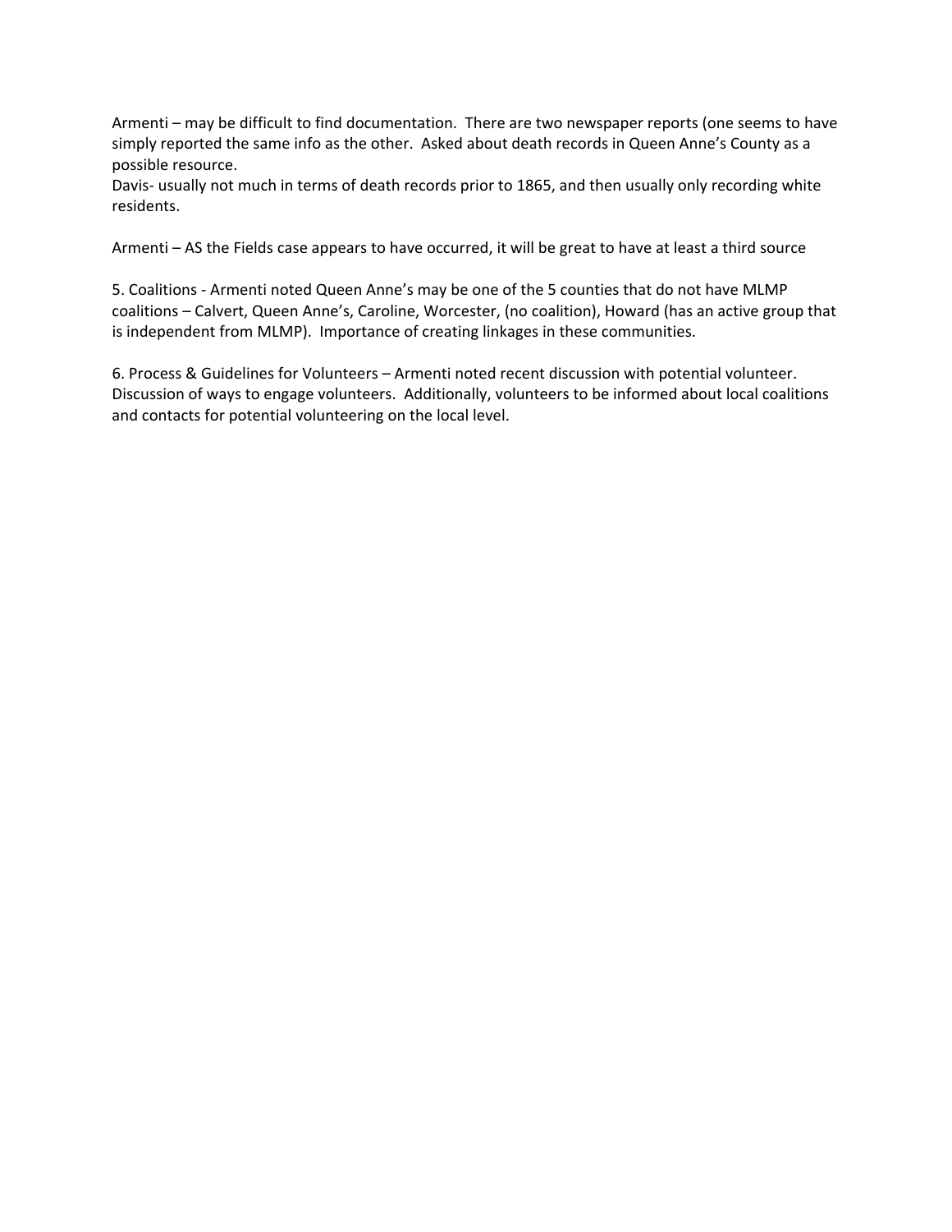Armenti – may be difficult to find documentation. There are two newspaper reports (one seems to have simply reported the same info as the other. Asked about death records in Queen Anne's County as a possible resource.
Davis- usually not much in terms of death records prior to 1865, and then usually only recording white residents.

Armenti – AS the Fields case appears to have occurred, it will be great to have at least a third source

5. Coalitions - Armenti noted Queen Anne's may be one of the 5 counties that do not have MLMP coalitions – Calvert, Queen Anne's, Caroline, Worcester, (no coalition), Howard (has an active group that is independent from MLMP). Importance of creating linkages in these communities.

6. Process & Guidelines for Volunteers – Armenti noted recent discussion with potential volunteer. Discussion of ways to engage volunteers. Additionally, volunteers to be informed about local coalitions and contacts for potential volunteering on the local level.